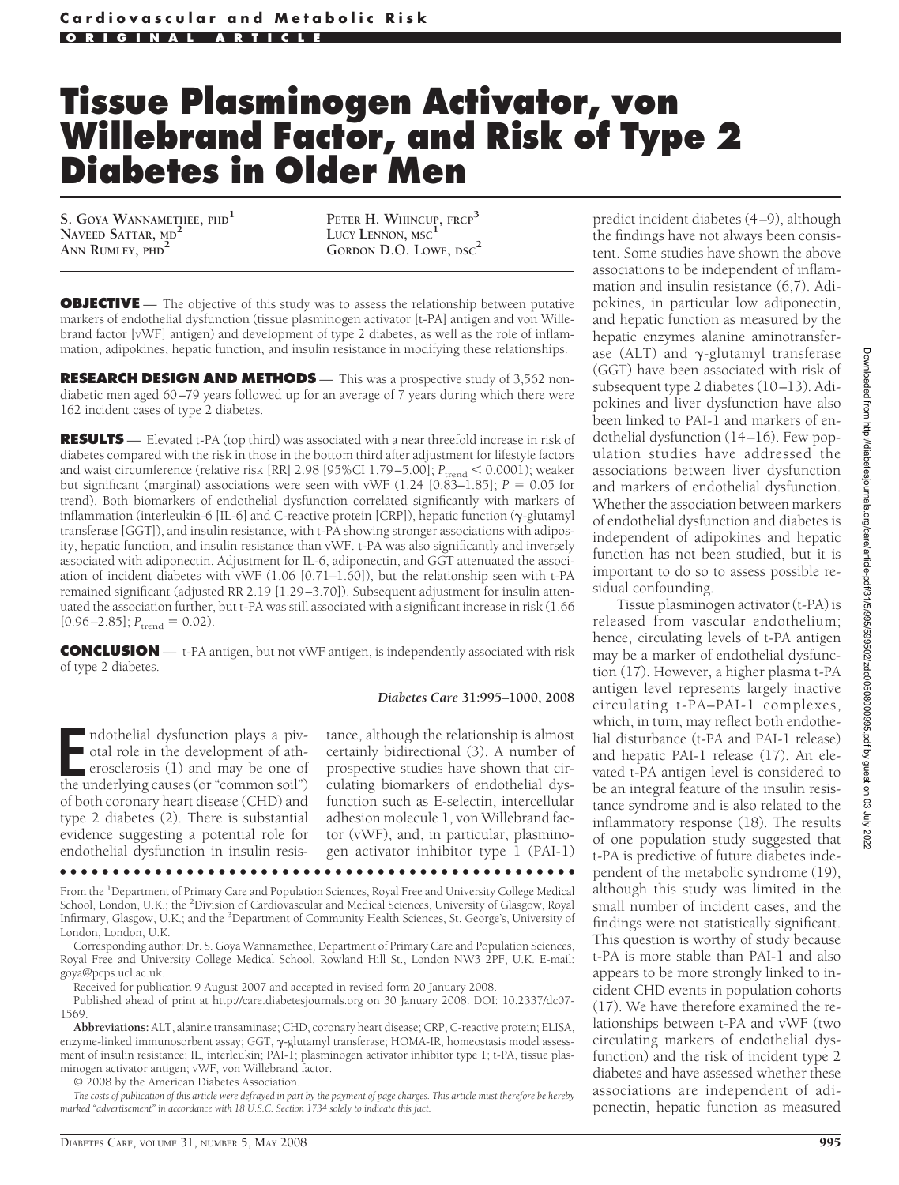# Tissue Plasminogen Activator, von Willebrand Factor, and Risk of Type 2 Diabetes in Older Men

S. Goya Wannamethee, PhD[1]
Naveed Sattar, MD[2]
Ann Rumley, PhD[2]
Peter H. Whincup, FRCP[3]
Lucy Lennon, MSC[1]
Gordon D.O. Lowe, DSC[2]

**OBJECTIVE** — The objective of this study was to assess the relationship between putative markers of endothelial dysfunction (tissue plasminogen activator [t-PA] antigen and von Willebrand factor [vWF] antigen) and development of type 2 diabetes, as well as the role of inflammation, adipokines, hepatic function, and insulin resistance in modifying these relationships.

**RESEARCH DESIGN AND METHODS** — This was a prospective study of 3,562 nondiabetic men aged 60–79 years followed up for an average of 7 years during which there were 162 incident cases of type 2 diabetes.

**RESULTS** — Elevated t-PA (top third) was associated with a near threefold increase in risk of diabetes compared with the risk in those in the bottom third after adjustment for lifestyle factors and waist circumference (relative risk [RR] 2.98 [95%CI 1.79–5.00]; $P_{trend} < 0.0001$); weaker but significant (marginal) associations were seen with vWF (1.24 [0.83–1.85]; $P = 0.05$ for trend). Both biomarkers of endothelial dysfunction correlated significantly with markers of inflammation (interleukin-6 [IL-6] and C-reactive protein [CRP]), hepatic function (γ-glutamyl transferase [GGT]), and insulin resistance, with t-PA showing stronger associations with adiposity, hepatic function, and insulin resistance than vWF. t-PA was also significantly and inversely associated with adiponectin. Adjustment for IL-6, adiponectin, and GGT attenuated the association of incident diabetes with vWF (1.06 [0.71–1.60]), but the relationship seen with t-PA remained significant (adjusted RR 2.19 [1.29–3.70]). Subsequent adjustment for insulin attenuated the association further, but t-PA was still associated with a significant increase in risk (1.66 [0.96–2.85]; $P_{trend} = 0.02$).

**CONCLUSION** — t-PA antigen, but not vWF antigen, is independently associated with risk of type 2 diabetes.

*Diabetes Care* **31:995–1000, 2008**

Endothelial dysfunction plays a pivotal role in the development of atherosclerosis (1) and may be one of the underlying causes (or "common soil") of both coronary heart disease (CHD) and type 2 diabetes (2). There is substantial evidence suggesting a potential role for endothelial dysfunction in insulin resistance, although the relationship is almost certainly bidirectional (3). A number of prospective studies have shown that circulating biomarkers of endothelial dysfunction such as E-selectin, intercellular adhesion molecule 1, von Willebrand factor (vWF), and, in particular, plasminogen activator inhibitor type 1 (PAI-1) predict incident diabetes (4–9), although the findings have not always been consistent. Some studies have shown the above associations to be independent of inflammation and insulin resistance (6,7). Adipokines, in particular low adiponectin, and hepatic function as measured by the hepatic enzymes alanine aminotransferase (ALT) and γ-glutamyl transferase (GGT) have been associated with risk of subsequent type 2 diabetes (10–13). Adipokines and liver dysfunction have also been linked to PAI-1 and markers of endothelial dysfunction (14–16). Few population studies have addressed the associations between liver dysfunction and markers of endothelial dysfunction. Whether the association between markers of endothelial dysfunction and diabetes is independent of adipokines and hepatic function has not been studied, but it is important to do so to assess possible residual confounding.

Tissue plasminogen activator (t-PA) is released from vascular endothelium; hence, circulating levels of t-PA antigen may be a marker of endothelial dysfunction (17). However, a higher plasma t-PA antigen level represents largely inactive circulating t-PA–PAI-1 complexes, which, in turn, may reflect both endothelial disturbance (t-PA and PAI-1 release) and hepatic PAI-1 release (17). An elevated t-PA antigen level is considered to be an integral feature of the insulin resistance syndrome and is also related to the inflammatory response (18). The results of one population study suggested that t-PA is predictive of future diabetes independent of the metabolic syndrome (19), although this study was limited in the small number of incident cases, and the findings were not statistically significant. This question is worthy of study because t-PA is more stable than PAI-1 and also appears to be more strongly linked to incident CHD events in population cohorts (17). We have therefore examined the relationships between t-PA and vWF (two circulating markers of endothelial dysfunction) and the risk of incident type 2 diabetes and have assessed whether these associations are independent of adiponectin, hepatic function as measured

From the [1]Department of Primary Care and Population Sciences, Royal Free and University College Medical School, London, U.K.; the [2]Division of Cardiovascular and Medical Sciences, University of Glasgow, Royal Infirmary, Glasgow, U.K.; and the [3]Department of Community Health Sciences, St. George's, University of London, London, U.K.

Corresponding author: Dr. S. Goya Wannamethee, Department of Primary Care and Population Sciences, Royal Free and University College Medical School, Rowland Hill St., London NW3 2PF, U.K. E-mail: goya@pcps.ucl.ac.uk.

Received for publication 9 August 2007 and accepted in revised form 20 January 2008.

Published ahead of print at http://care.diabetesjournals.org on 30 January 2008. DOI: 10.2337/dc07-1569.

**Abbreviations:** ALT, alanine transaminase; CHD, coronary heart disease; CRP, C-reactive protein; ELISA, enzyme-linked immunosorbent assay; GGT, γ-glutamyl transferase; HOMA-IR, homeostasis model assessment of insulin resistance; IL, interleukin; PAI-1; plasminogen activator inhibitor type 1; t-PA, tissue plasminogen activator antigen; vWF, von Willebrand factor.

© 2008 by the American Diabetes Association.

*The costs of publication of this article were defrayed in part by the payment of page charges. This article must therefore be hereby marked "advertisement" in accordance with 18 U.S.C. Section 1734 solely to indicate this fact.*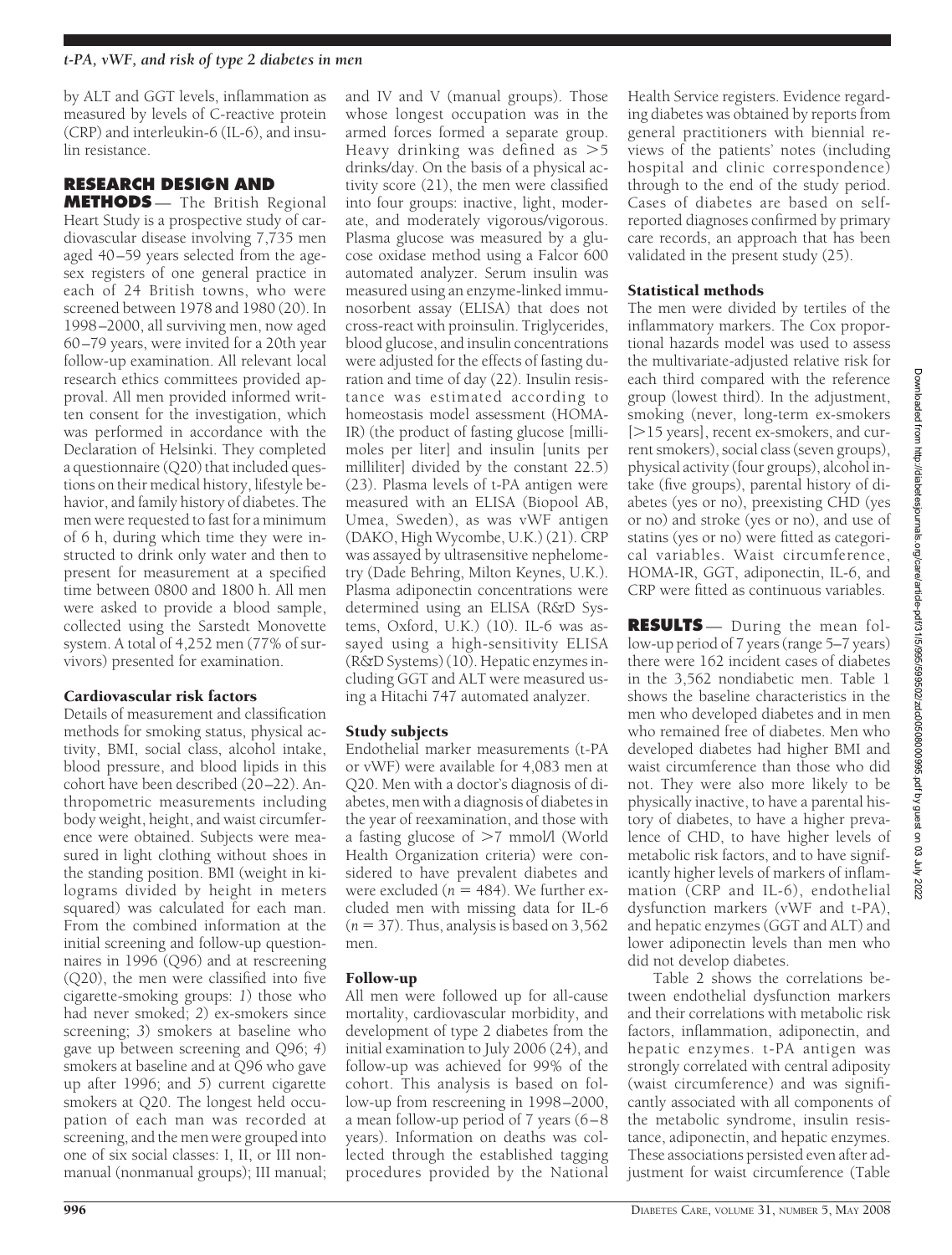by ALT and GGT levels, inflammation as measured by levels of C-reactive protein (CRP) and interleukin-6 (IL-6), and insulin resistance.

## RESEARCH DESIGN AND METHODS

The British Regional Heart Study is a prospective study of cardiovascular disease involving 7,735 men aged 40–59 years selected from the age-sex registers of one general practice in each of 24 British towns, who were screened between 1978 and 1980 (20). In 1998–2000, all surviving men, now aged 60–79 years, were invited for a 20th year follow-up examination. All relevant local research ethics committees provided approval. All men provided informed written consent for the investigation, which was performed in accordance with the Declaration of Helsinki. They completed a questionnaire (Q20) that included questions on their medical history, lifestyle behavior, and family history of diabetes. The men were requested to fast for a minimum of 6 h, during which time they were instructed to drink only water and then to present for measurement at a specified time between 0800 and 1800 h. All men were asked to provide a blood sample, collected using the Sarstedt Monovette system. A total of 4,252 men (77% of survivors) presented for examination.

### Cardiovascular risk factors

Details of measurement and classification methods for smoking status, physical activity, BMI, social class, alcohol intake, blood pressure, and blood lipids in this cohort have been described (20–22). Anthropometric measurements including body weight, height, and waist circumference were obtained. Subjects were measured in light clothing without shoes in the standing position. BMI (weight in kilograms divided by height in meters squared) was calculated for each man. From the combined information at the initial screening and follow-up questionnaires in 1996 (Q96) and at rescreening (Q20), the men were classified into five cigarette-smoking groups: *1*) those who had never smoked; *2*) ex-smokers since screening; *3*) smokers at baseline who gave up between screening and Q96; *4*) smokers at baseline and at Q96 who gave up after 1996; and *5*) current cigarette smokers at Q20. The longest held occupation of each man was recorded at screening, and the men were grouped into one of six social classes: I, II, or III nonmanual (nonmanual groups); III manual; and IV and V (manual groups). Those whose longest occupation was in the armed forces formed a separate group. Heavy drinking was defined as >5 drinks/day. On the basis of a physical activity score (21), the men were classified into four groups: inactive, light, moderate, and moderately vigorous/vigorous. Plasma glucose was measured by a glucose oxidase method using a Falcor 600 automated analyzer. Serum insulin was measured using an enzyme-linked immunosorbent assay (ELISA) that does not cross-react with proinsulin. Triglycerides, blood glucose, and insulin concentrations were adjusted for the effects of fasting duration and time of day (22). Insulin resistance was estimated according to homeostasis model assessment (HOMA-IR) (the product of fasting glucose [millimoles per liter] and insulin [units per milliliter] divided by the constant 22.5) (23). Plasma levels of t-PA antigen were measured with an ELISA (Biopool AB, Umea, Sweden), as was vWF antigen (DAKO, High Wycombe, U.K.) (21). CRP was assayed by ultrasensitive nephelometry (Dade Behring, Milton Keynes, U.K.). Plasma adiponectin concentrations were determined using an ELISA (R&D Systems, Oxford, U.K.) (10). IL-6 was assayed using a high-sensitivity ELISA (R&D Systems) (10). Hepatic enzymes including GGT and ALT were measured using a Hitachi 747 automated analyzer.

### Study subjects

Endothelial marker measurements (t-PA or vWF) were available for 4,083 men at Q20. Men with a doctor's diagnosis of diabetes, men with a diagnosis of diabetes in the year of reexamination, and those with a fasting glucose of >7 mmol/l (World Health Organization criteria) were considered to have prevalent diabetes and were excluded ($n = 484$). We further excluded men with missing data for IL-6 ($n = 37$). Thus, analysis is based on 3,562 men.

### Follow-up

All men were followed up for all-cause mortality, cardiovascular morbidity, and development of type 2 diabetes from the initial examination to July 2006 (24), and follow-up was achieved for 99% of the cohort. This analysis is based on follow-up from rescreening in 1998–2000, a mean follow-up period of 7 years (6–8 years). Information on deaths was collected through the established tagging procedures provided by the National Health Service registers. Evidence regarding diabetes was obtained by reports from general practitioners with biennial reviews of the patients' notes (including hospital and clinic correspondence) through to the end of the study period. Cases of diabetes are based on self-reported diagnoses confirmed by primary care records, an approach that has been validated in the present study (25).

### Statistical methods

The men were divided by tertiles of the inflammatory markers. The Cox proportional hazards model was used to assess the multivariate-adjusted relative risk for each third compared with the reference group (lowest third). In the adjustment, smoking (never, long-term ex-smokers [>15 years], recent ex-smokers, and current smokers), social class (seven groups), physical activity (four groups), alcohol intake (five groups), parental history of diabetes (yes or no), preexisting CHD (yes or no) and stroke (yes or no), and use of statins (yes or no) were fitted as categorical variables. Waist circumference, HOMA-IR, GGT, adiponectin, IL-6, and CRP were fitted as continuous variables.

## RESULTS

During the mean follow-up period of 7 years (range 5–7 years) there were 162 incident cases of diabetes in the 3,562 nondiabetic men. Table 1 shows the baseline characteristics in the men who developed diabetes and in men who remained free of diabetes. Men who developed diabetes had higher BMI and waist circumference than those who did not. They were also more likely to be physically inactive, to have a parental history of diabetes, to have a higher prevalence of CHD, to have higher levels of metabolic risk factors, and to have significantly higher levels of markers of inflammation (CRP and IL-6), endothelial dysfunction markers (vWF and t-PA), and hepatic enzymes (GGT and ALT) and lower adiponectin levels than men who did not develop diabetes.

Table 2 shows the correlations between endothelial dysfunction markers and their correlations with metabolic risk factors, inflammation, adiponectin, and hepatic enzymes. t-PA antigen was strongly correlated with central adiposity (waist circumference) and was significantly associated with all components of the metabolic syndrome, insulin resistance, adiponectin, and hepatic enzymes. These associations persisted even after adjustment for waist circumference (Table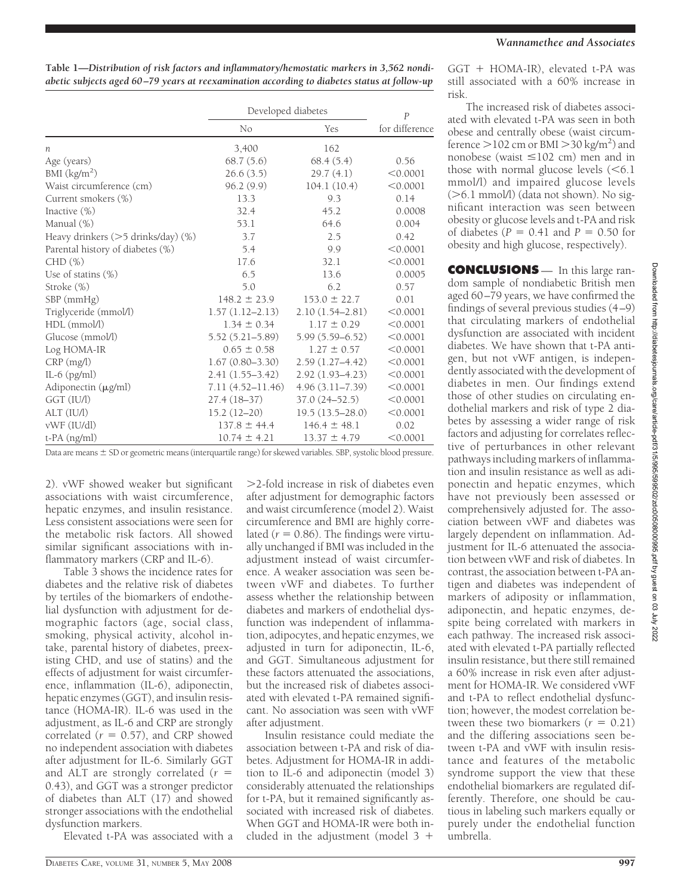**Table 1—Distribution of risk factors and inflammatory/hemostatic markers in 3,562 nondiabetic subjects aged 60–79 years at reexamination according to diabetes status at follow-up**

| | Developed diabetes | | $P$ for difference |
|---|---|---|---|
| | No | Yes | |
| $n$ | 3,400 | 162 | |
| Age (years) | 68.7 (5.6) | 68.4 (5.4) | 0.56 |
| BMI (kg/m$^2$) | 26.6 (3.5) | 29.7 (4.1) | <0.0001 |
| Waist circumference (cm) | 96.2 (9.9) | 104.1 (10.4) | <0.0001 |
| Current smokers (%) | 13.3 | 9.3 | 0.14 |
| Inactive (%) | 32.4 | 45.2 | 0.0008 |
| Manual (%) | 53.1 | 64.6 | 0.004 |
| Heavy drinkers (>5 drinks/day) (%) | 3.7 | 2.5 | 0.42 |
| Parental history of diabetes (%) | 5.4 | 9.9 | <0.0001 |
| CHD (%) | 17.6 | 32.1 | <0.0001 |
| Use of statins (%) | 6.5 | 13.6 | 0.0005 |
| Stroke (%) | 5.0 | 6.2 | 0.57 |
| SBP (mmHg) | 148.2 ± 23.9 | 153.0 ± 22.7 | 0.01 |
| Triglyceride (mmol/l) | 1.57 (1.12–2.13) | 2.10 (1.54–2.81) | <0.0001 |
| HDL (mmol/l) | 1.34 ± 0.34 | 1.17 ± 0.29 | <0.0001 |
| Glucose (mmol/l) | 5.52 (5.21–5.89) | 5.99 (5.59–6.52) | <0.0001 |
| Log HOMA-IR | 0.65 ± 0.58 | 1.27 ± 0.57 | <0.0001 |
| CRP (mg/l) | 1.67 (0.80–3.30) | 2.59 (1.27–4.42) | <0.0001 |
| IL-6 (pg/ml) | 2.41 (1.55–3.42) | 2.92 (1.93–4.23) | <0.0001 |
| Adiponectin (μg/ml) | 7.11 (4.52–11.46) | 4.96 (3.11–7.39) | <0.0001 |
| GGT (IU/l) | 27.4 (18–37) | 37.0 (24–52.5) | <0.0001 |
| ALT (IU/l) | 15.2 (12–20) | 19.5 (13.5–28.0) | <0.0001 |
| vWF (IU/dl) | 137.8 ± 44.4 | 146.4 ± 48.1 | 0.02 |
| t-PA (ng/ml) | 10.74 ± 4.21 | 13.37 ± 4.79 | <0.0001 |

Data are means ± SD or geometric means (interquartile range) for skewed variables. SBP, systolic blood pressure.

2). vWF showed weaker but significant associations with waist circumference, hepatic enzymes, and insulin resistance. Less consistent associations were seen for the metabolic risk factors. All showed similar significant associations with inflammatory markers (CRP and IL-6).

Table 3 shows the incidence rates for diabetes and the relative risk of diabetes by tertiles of the biomarkers of endothelial dysfunction with adjustment for demographic factors (age, social class, smoking, physical activity, alcohol intake, parental history of diabetes, preexisting CHD, and use of statins) and the effects of adjustment for waist circumference, inflammation (IL-6), adiponectin, hepatic enzymes (GGT), and insulin resistance (HOMA-IR). IL-6 was used in the adjustment, as IL-6 and CRP are strongly correlated ($r = 0.57$), and CRP showed no independent association with diabetes after adjustment for IL-6. Similarly GGT and ALT are strongly correlated ($r = 0.43$), and GGT was a stronger predictor of diabetes than ALT (17) and showed stronger associations with the endothelial dysfunction markers.

Elevated t-PA was associated with a >2-fold increase in risk of diabetes even after adjustment for demographic factors and waist circumference (model 2). Waist circumference and BMI are highly correlated ($r = 0.86$). The findings were virtually unchanged if BMI was included in the adjustment instead of waist circumference. A weaker association was seen between vWF and diabetes. To further assess whether the relationship between diabetes and markers of endothelial dysfunction was independent of inflammation, adipocytes, and hepatic enzymes, we adjusted in turn for adiponectin, IL-6, and GGT. Simultaneous adjustment for these factors attenuated the associations, but the increased risk of diabetes associated with elevated t-PA remained significant. No association was seen with vWF after adjustment.

Insulin resistance could mediate the association between t-PA and risk of diabetes. Adjustment for HOMA-IR in addition to IL-6 and adiponectin (model 3) considerably attenuated the relationships for t-PA, but it remained significantly associated with increased risk of diabetes. When GGT and HOMA-IR were both included in the adjustment (model 3 + GGT + HOMA-IR), elevated t-PA was still associated with a 60% increase in risk.

The increased risk of diabetes associated with elevated t-PA was seen in both obese and centrally obese (waist circumference >102 cm or BMI >30 kg/m$^2$) and nonobese (waist ≤102 cm) men and in those with normal glucose levels (<6.1 mmol/l) and impaired glucose levels (>6.1 mmol/l) (data not shown). No significant interaction was seen between obesity or glucose levels and t-PA and risk of diabetes ($P = 0.41$ and $P = 0.50$ for obesity and high glucose, respectively).

## CONCLUSIONS

In this large random sample of nondiabetic British men aged 60–79 years, we have confirmed the findings of several previous studies (4–9) that circulating markers of endothelial dysfunction are associated with incident diabetes. We have shown that t-PA antigen, but not vWF antigen, is independently associated with the development of diabetes in men. Our findings extend those of other studies on circulating endothelial markers and risk of type 2 diabetes by assessing a wider range of risk factors and adjusting for correlates reflective of perturbances in other relevant pathways including markers of inflammation and insulin resistance as well as adiponectin and hepatic enzymes, which have not previously been assessed or comprehensively adjusted for. The association between vWF and diabetes was largely dependent on inflammation. Adjustment for IL-6 attenuated the association between vWF and risk of diabetes. In contrast, the association between t-PA antigen and diabetes was independent of markers of adiposity or inflammation, adiponectin, and hepatic enzymes, despite being correlated with markers in each pathway. The increased risk associated with elevated t-PA partially reflected insulin resistance, but there still remained a 60% increase in risk even after adjustment for HOMA-IR. We considered vWF and t-PA to reflect endothelial dysfunction; however, the modest correlation between these two biomarkers ($r = 0.21$) and the differing associations seen between t-PA and vWF with insulin resistance and features of the metabolic syndrome support the view that these endothelial biomarkers are regulated differently. Therefore, one should be cautious in labeling such markers equally or purely under the endothelial function umbrella.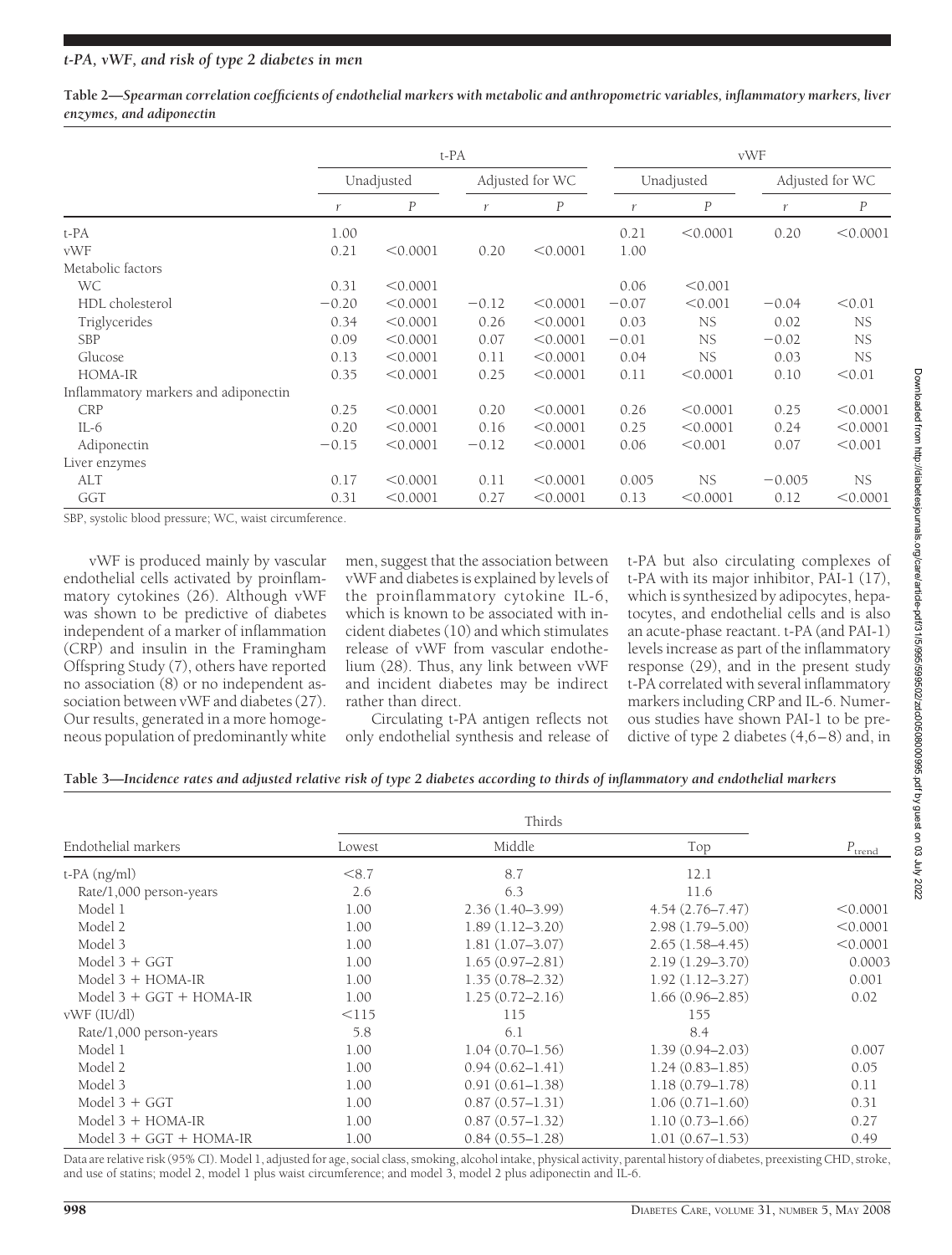**Table 2—Spearman correlation coefficients of endothelial markers with metabolic and anthropometric variables, inflammatory markers, liver enzymes, and adiponectin**

| | t-PA | | | | vWF | | | |
|---|---|---|---|---|---|---|---|---|
| | Unadjusted | | Adjusted for WC | | Unadjusted | | Adjusted for WC | |
| | $r$ | $P$ | $r$ | $P$ | $r$ | $P$ | $r$ | $P$ |
| t-PA | 1.00 | | | | 0.21 | <0.0001 | 0.20 | <0.0001 |
| vWF | 0.21 | <0.0001 | 0.20 | <0.0001 | 1.00 | | | |
| Metabolic factors | | | | | | | | |
| WC | 0.31 | <0.0001 | | | 0.06 | <0.001 | | |
| HDL cholesterol | −0.20 | <0.0001 | −0.12 | <0.0001 | −0.07 | <0.001 | −0.04 | <0.01 |
| Triglycerides | 0.34 | <0.0001 | 0.26 | <0.0001 | 0.03 | NS | 0.02 | NS |
| SBP | 0.09 | <0.0001 | 0.07 | <0.0001 | −0.01 | NS | −0.02 | NS |
| Glucose | 0.13 | <0.0001 | 0.11 | <0.0001 | 0.04 | NS | 0.03 | NS |
| HOMA-IR | 0.35 | <0.0001 | 0.25 | <0.0001 | 0.11 | <0.0001 | 0.10 | <0.01 |
| Inflammatory markers and adiponectin | | | | | | | | |
| CRP | 0.25 | <0.0001 | 0.20 | <0.0001 | 0.26 | <0.0001 | 0.25 | <0.0001 |
| IL-6 | 0.20 | <0.0001 | 0.16 | <0.0001 | 0.25 | <0.0001 | 0.24 | <0.0001 |
| Adiponectin | −0.15 | <0.0001 | −0.12 | <0.0001 | 0.06 | <0.001 | 0.07 | <0.001 |
| Liver enzymes | | | | | | | | |
| ALT | 0.17 | <0.0001 | 0.11 | <0.0001 | 0.005 | NS | −0.005 | NS |
| GGT | 0.31 | <0.0001 | 0.27 | <0.0001 | 0.13 | <0.0001 | 0.12 | <0.0001 |

SBP, systolic blood pressure; WC, waist circumference.

vWF is produced mainly by vascular endothelial cells activated by proinflammatory cytokines (26). Although vWF was shown to be predictive of diabetes independent of a marker of inflammation (CRP) and insulin in the Framingham Offspring Study (7), others have reported no association (8) or no independent association between vWF and diabetes (27). Our results, generated in a more homogeneous population of predominantly white men, suggest that the association between vWF and diabetes is explained by levels of the proinflammatory cytokine IL-6, which is known to be associated with incident diabetes (10) and which stimulates release of vWF from vascular endothelium (28). Thus, any link between vWF and incident diabetes may be indirect rather than direct.

Circulating t-PA antigen reflects not only endothelial synthesis and release of t-PA but also circulating complexes of t-PA with its major inhibitor, PAI-1 (17), which is synthesized by adipocytes, hepatocytes, and endothelial cells and is also an acute-phase reactant. t-PA (and PAI-1) levels increase as part of the inflammatory response (29), and in the present study t-PA correlated with several inflammatory markers including CRP and IL-6. Numerous studies have shown PAI-1 to be predictive of type 2 diabetes (4,6–8) and, in

**Table 3—Incidence rates and adjusted relative risk of type 2 diabetes according to thirds of inflammatory and endothelial markers**

| Endothelial markers | Thirds | | | $P_{trend}$ |
|---|---|---|---|---|
| | Lowest | Middle | Top | |
| t-PA (ng/ml) | <8.7 | 8.7 | 12.1 | |
| Rate/1,000 person-years | 2.6 | 6.3 | 11.6 | |
| Model 1 | 1.00 | 2.36 (1.40–3.99) | 4.54 (2.76–7.47) | <0.0001 |
| Model 2 | 1.00 | 1.89 (1.12–3.20) | 2.98 (1.79–5.00) | <0.0001 |
| Model 3 | 1.00 | 1.81 (1.07–3.07) | 2.65 (1.58–4.45) | <0.0001 |
| Model 3 + GGT | 1.00 | 1.65 (0.97–2.81) | 2.19 (1.29–3.70) | 0.0003 |
| Model 3 + HOMA-IR | 1.00 | 1.35 (0.78–2.32) | 1.92 (1.12–3.27) | 0.001 |
| Model 3 + GGT + HOMA-IR | 1.00 | 1.25 (0.72–2.16) | 1.66 (0.96–2.85) | 0.02 |
| vWF (IU/dl) | <115 | 115 | 155 | |
| Rate/1,000 person-years | 5.8 | 6.1 | 8.4 | |
| Model 1 | 1.00 | 1.04 (0.70–1.56) | 1.39 (0.94–2.03) | 0.007 |
| Model 2 | 1.00 | 0.94 (0.62–1.41) | 1.24 (0.83–1.85) | 0.05 |
| Model 3 | 1.00 | 0.91 (0.61–1.38) | 1.18 (0.79–1.78) | 0.11 |
| Model 3 + GGT | 1.00 | 0.87 (0.57–1.31) | 1.06 (0.71–1.60) | 0.31 |
| Model 3 + HOMA-IR | 1.00 | 0.87 (0.57–1.32) | 1.10 (0.73–1.66) | 0.27 |
| Model 3 + GGT + HOMA-IR | 1.00 | 0.84 (0.55–1.28) | 1.01 (0.67–1.53) | 0.49 |

Data are relative risk (95% CI). Model 1, adjusted for age, social class, smoking, alcohol intake, physical activity, parental history of diabetes, preexisting CHD, stroke, and use of statins; model 2, model 1 plus waist circumference; and model 3, model 2 plus adiponectin and IL-6.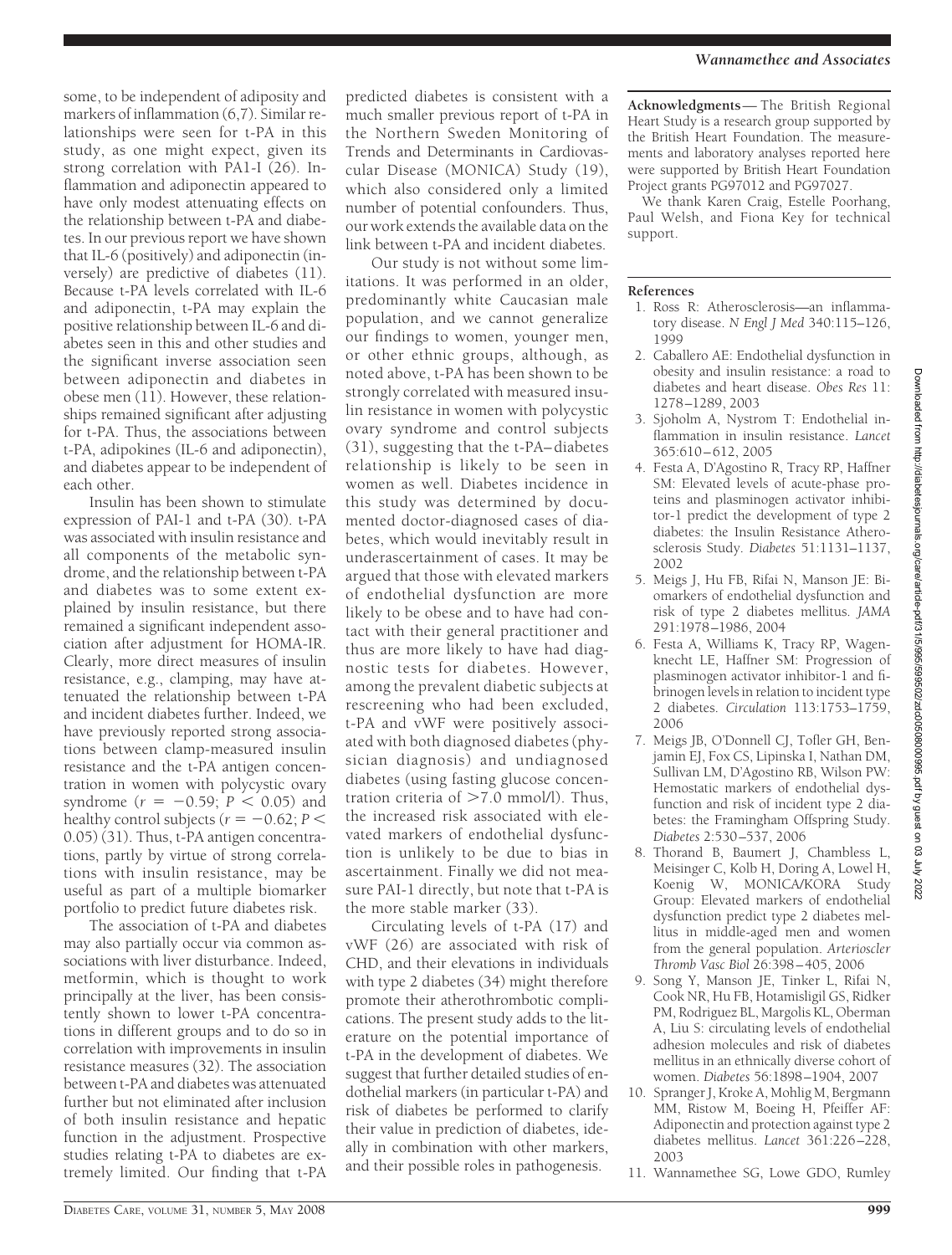some, to be independent of adiposity and markers of inflammation (6,7). Similar relationships were seen for t-PA in this study, as one might expect, given its strong correlation with PA1-I (26). Inflammation and adiponectin appeared to have only modest attenuating effects on the relationship between t-PA and diabetes. In our previous report we have shown that IL-6 (positively) and adiponectin (inversely) are predictive of diabetes (11). Because t-PA levels correlated with IL-6 and adiponectin, t-PA may explain the positive relationship between IL-6 and diabetes seen in this and other studies and the significant inverse association seen between adiponectin and diabetes in obese men (11). However, these relationships remained significant after adjusting for t-PA. Thus, the associations between t-PA, adipokines (IL-6 and adiponectin), and diabetes appear to be independent of each other.

Insulin has been shown to stimulate expression of PAI-1 and t-PA (30). t-PA was associated with insulin resistance and all components of the metabolic syndrome, and the relationship between t-PA and diabetes was to some extent explained by insulin resistance, but there remained a significant independent association after adjustment for HOMA-IR. Clearly, more direct measures of insulin resistance, e.g., clamping, may have attenuated the relationship between t-PA and incident diabetes further. Indeed, we have previously reported strong associations between clamp-measured insulin resistance and the t-PA antigen concentration in women with polycystic ovary syndrome ($r = -0.59$; $P < 0.05$) and healthy control subjects ($r = -0.62$; $P < 0.05$) (31). Thus, t-PA antigen concentrations, partly by virtue of strong correlations with insulin resistance, may be useful as part of a multiple biomarker portfolio to predict future diabetes risk.

The association of t-PA and diabetes may also partially occur via common associations with liver disturbance. Indeed, metformin, which is thought to work principally at the liver, has been consistently shown to lower t-PA concentrations in different groups and to do so in correlation with improvements in insulin resistance measures (32). The association between t-PA and diabetes was attenuated further but not eliminated after inclusion of both insulin resistance and hepatic function in the adjustment. Prospective studies relating t-PA to diabetes are extremely limited. Our finding that t-PA predicted diabetes is consistent with a much smaller previous report of t-PA in the Northern Sweden Monitoring of Trends and Determinants in Cardiovascular Disease (MONICA) Study (19), which also considered only a limited number of potential confounders. Thus, our work extends the available data on the link between t-PA and incident diabetes.

Our study is not without some limitations. It was performed in an older, predominantly white Caucasian male population, and we cannot generalize our findings to women, younger men, or other ethnic groups, although, as noted above, t-PA has been shown to be strongly correlated with measured insulin resistance in women with polycystic ovary syndrome and control subjects (31), suggesting that the t-PA–diabetes relationship is likely to be seen in women as well. Diabetes incidence in this study was determined by documented doctor-diagnosed cases of diabetes, which would inevitably result in underascertainment of cases. It may be argued that those with elevated markers of endothelial dysfunction are more likely to be obese and to have had contact with their general practitioner and thus are more likely to have had diagnostic tests for diabetes. However, among the prevalent diabetic subjects at rescreening who had been excluded, t-PA and vWF were positively associated with both diagnosed diabetes (physician diagnosis) and undiagnosed diabetes (using fasting glucose concentration criteria of >7.0 mmol/l). Thus, the increased risk associated with elevated markers of endothelial dysfunction is unlikely to be due to bias in ascertainment. Finally we did not measure PAI-1 directly, but note that t-PA is the more stable marker (33).

Circulating levels of t-PA (17) and vWF (26) are associated with risk of CHD, and their elevations in individuals with type 2 diabetes (34) might therefore promote their atherothrombotic complications. The present study adds to the literature on the potential importance of t-PA in the development of diabetes. We suggest that further detailed studies of endothelial markers (in particular t-PA) and risk of diabetes be performed to clarify their value in prediction of diabetes, ideally in combination with other markers, and their possible roles in pathogenesis.

**Acknowledgments**— The British Regional Heart Study is a research group supported by the British Heart Foundation. The measurements and laboratory analyses reported here were supported by British Heart Foundation Project grants PG97012 and PG97027.

We thank Karen Craig, Estelle Poorhang, Paul Welsh, and Fiona Key for technical support.

## References

1. Ross R: Atherosclerosis—an inflammatory disease. *N Engl J Med* 340:115–126, 1999
2. Caballero AE: Endothelial dysfunction in obesity and insulin resistance: a road to diabetes and heart disease. *Obes Res* 11: 1278–1289, 2003
3. Sjoholm A, Nystrom T: Endothelial inflammation in insulin resistance. *Lancet* 365:610–612, 2005
4. Festa A, D'Agostino R, Tracy RP, Haffner SM: Elevated levels of acute-phase proteins and plasminogen activator inhibitor-1 predict the development of type 2 diabetes: the Insulin Resistance Atherosclerosis Study. *Diabetes* 51:1131–1137, 2002
5. Meigs J, Hu FB, Rifai N, Manson JE: Biomarkers of endothelial dysfunction and risk of type 2 diabetes mellitus. *JAMA* 291:1978–1986, 2004
6. Festa A, Williams K, Tracy RP, Wagenknecht LE, Haffner SM: Progression of plasminogen activator inhibitor-1 and fibrinogen levels in relation to incident type 2 diabetes. *Circulation* 113:1753–1759, 2006
7. Meigs JB, O'Donnell CJ, Tofler GH, Benjamin EJ, Fox CS, Lipinska I, Nathan DM, Sullivan LM, D'Agostino RB, Wilson PW: Hemostatic markers of endothelial dysfunction and risk of incident type 2 diabetes: the Framingham Offspring Study. *Diabetes* 2:530–537, 2006
8. Thorand B, Baumert J, Chambless L, Meisinger C, Kolb H, Doring A, Lowel H, Koenig W, MONICA/KORA Study Group: Elevated markers of endothelial dysfunction predict type 2 diabetes mellitus in middle-aged men and women from the general population. *Arterioscler Thromb Vasc Biol* 26:398–405, 2006
9. Song Y, Manson JE, Tinker L, Rifai N, Cook NR, Hu FB, Hotamisligil GS, Ridker PM, Rodriguez BL, Margolis KL, Oberman A, Liu S: circulating levels of endothelial adhesion molecules and risk of diabetes mellitus in an ethnically diverse cohort of women. *Diabetes* 56:1898–1904, 2007
10. Spranger J, Kroke A, Mohlig M, Bergmann MM, Ristow M, Boeing H, Pfeiffer AF: Adiponectin and protection against type 2 diabetes mellitus. *Lancet* 361:226–228, 2003
11. Wannamethee SG, Lowe GDO, Rumley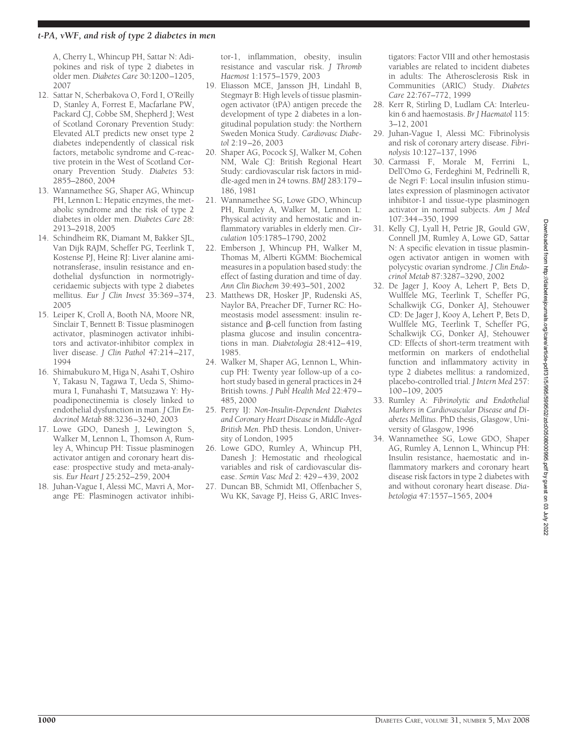A, Cherry L, Whincup PH, Sattar N: Adipokines and risk of type 2 diabetes in older men. *Diabetes Care* 30:1200–1205, 2007

12. Sattar N, Scherbakova O, Ford I, O'Reilly D, Stanley A, Forrest E, Macfarlane PW, Packard CJ, Cobbe SM, Shepherd J; West of Scotland Coronary Prevention Study: Elevated ALT predicts new onset type 2 diabetes independently of classical risk factors, metabolic syndrome and C-reactive protein in the West of Scotland Coronary Prevention Study. *Diabetes* 53: 2855–2860, 2004
13. Wannamethee SG, Shaper AG, Whincup PH, Lennon L: Hepatic enzymes, the metabolic syndrome and the risk of type 2 diabetes in older men. *Diabetes Care* 28: 2913–2918, 2005
14. Schindheim RK, Diamant M, Bakker SJL, Van Dijk RAJM, Scheffer PG, Teerlink T, Kostense PJ, Heine RJ: Liver alanine aminotransferase, insulin resistance and endothelial dysfunction in normotriglyceridaemic subjects with type 2 diabetes mellitus. *Eur J Clin Invest* 35:369–374, 2005
15. Leiper K, Croll A, Booth NA, Moore NR, Sinclair T, Bennett B: Tissue plasminogen activator, plasminogen activator inhibitors and activator-inhibitor complex in liver disease. *J Clin Pathol* 47:214–217, 1994
16. Shimabukuro M, Higa N, Asahi T, Oshiro Y, Takasu N, Tagawa T, Ueda S, Shimomura I, Funahashi T, Matsuzawa Y: Hypoadiponectinemia is closely linked to endothelial dysfunction in man. *J Clin Endocrinol Metab* 88:3236–3240, 2003
17. Lowe GDO, Danesh J, Lewington S, Walker M, Lennon L, Thomson A, Rumley A, Whincup PH: Tissue plasminogen activator antigen and coronary heart disease: prospective study and meta-analysis. *Eur Heart J* 25:252–259, 2004
18. Juhan-Vague I, Alessi MC, Mavri A, Morange PE: Plasminogen activator inhibitor-1, inflammation, obesity, insulin resistance and vascular risk. *J Thromb Haemost* 1:1575–1579, 2003
19. Eliasson MCE, Jansson JH, Lindahl B, Stegmayr B: High levels of tissue plasminogen activator (tPA) antigen precede the development of type 2 diabetes in a longitudinal population study: the Northern Sweden Monica Study. *Cardiovasc Diabetol* 2:19–26, 2003
20. Shaper AG, Pocock SJ, Walker M, Cohen NM, Wale CJ: British Regional Heart Study: cardiovascular risk factors in middle-aged men in 24 towns. *BMJ* 283:179–186, 1981
21. Wannamethee SG, Lowe GDO, Whincup PH, Rumley A, Walker M, Lennon L: Physical activity and hemostatic and inflammatory variables in elderly men. *Circulation* 105:1785–1790, 2002
22. Emberson J, Whincup PH, Walker M, Thomas M, Alberti KGMM: Biochemical measures in a population based study: the effect of fasting duration and time of day. *Ann Clin Biochem* 39:493–501, 2002
23. Matthews DR, Hosker JP, Rudenski AS, Naylor BA, Preacher DF, Turner RC: Homeostasis model assessment: insulin resistance and β-cell function from fasting plasma glucose and insulin concentrations in man. *Diabetologia* 28:412–419, 1985.
24. Walker M, Shaper AG, Lennon L, Whincup PH: Twenty year follow-up of a cohort study based in general practices in 24 British towns. *J Publ Health Med* 22:479–485, 2000
25. Perry IJ: *Non-Insulin-Dependent Diabetes and Coronary Heart Disease in Middle-Aged British Men.* PhD thesis. London, University of London, 1995
26. Lowe GDO, Rumley A, Whincup PH, Danesh J: Hemostatic and rheological variables and risk of cardiovascular disease. *Semin Vasc Med* 2: 429–439, 2002
27. Duncan BB, Schmidt MI, Offenbacher S, Wu KK, Savage PJ, Heiss G, ARIC Investigators: Factor VIII and other hemostasis variables are related to incident diabetes in adults: The Atherosclerosis Risk in Communities (ARIC) Study. *Diabetes Care* 22:767–772, 1999
28. Kerr R, Stirling D, Ludlam CA: Interleukin 6 and haemostasis. *Br J Haematol* 115: 3–12, 2001
29. Juhan-Vague I, Alessi MC: Fibrinolysis and risk of coronary artery disease. *Fibrinolysis* 10:127–137, 1996
30. Carmassi F, Morale M, Ferrini L, Dell'Omo G, Ferdeghini M, Pedrinelli R, de Negri F: Local insulin infusion stimulates expression of plasminogen activator inhibitor-1 and tissue-type plasminogen activator in normal subjects. *Am J Med* 107:344–350, 1999
31. Kelly CJ, Lyall H, Petrie JR, Gould GW, Connell JM, Rumley A, Lowe GD, Sattar N: A specific elevation in tissue plasminogen activator antigen in women with polycystic ovarian syndrome. *J Clin Endocrinol Metab* 87:3287–3290, 2002
32. De Jager J, Kooy A, Lehert P, Bets D, Wulffele MG, Teerlink T, Scheffer PG, Schalkwijk CG, Donker AJ, Stehouwer CD: De Jager J, Kooy A, Lehert P, Bets D, Wulffele MG, Teerlink T, Scheffer PG, Schalkwijk CG, Donker AJ, Stehouwer CD: Effects of short-term treatment with metformin on markers of endothelial function and inflammatory activity in type 2 diabetes mellitus: a randomized, placebo-controlled trial. *J Intern Med* 257: 100–109, 2005
33. Rumley A: *Fibrinolytic and Endothelial Markers in Cardiovascular Disease and Diabetes Mellitus.* PhD thesis, Glasgow, University of Glasgow, 1996
34. Wannamethee SG, Lowe GDO, Shaper AG, Rumley A, Lennon L, Whincup PH: Insulin resistance, haemostatic and inflammatory markers and coronary heart disease risk factors in type 2 diabetes with and without coronary heart disease. *Diabetologia* 47:1557–1565, 2004